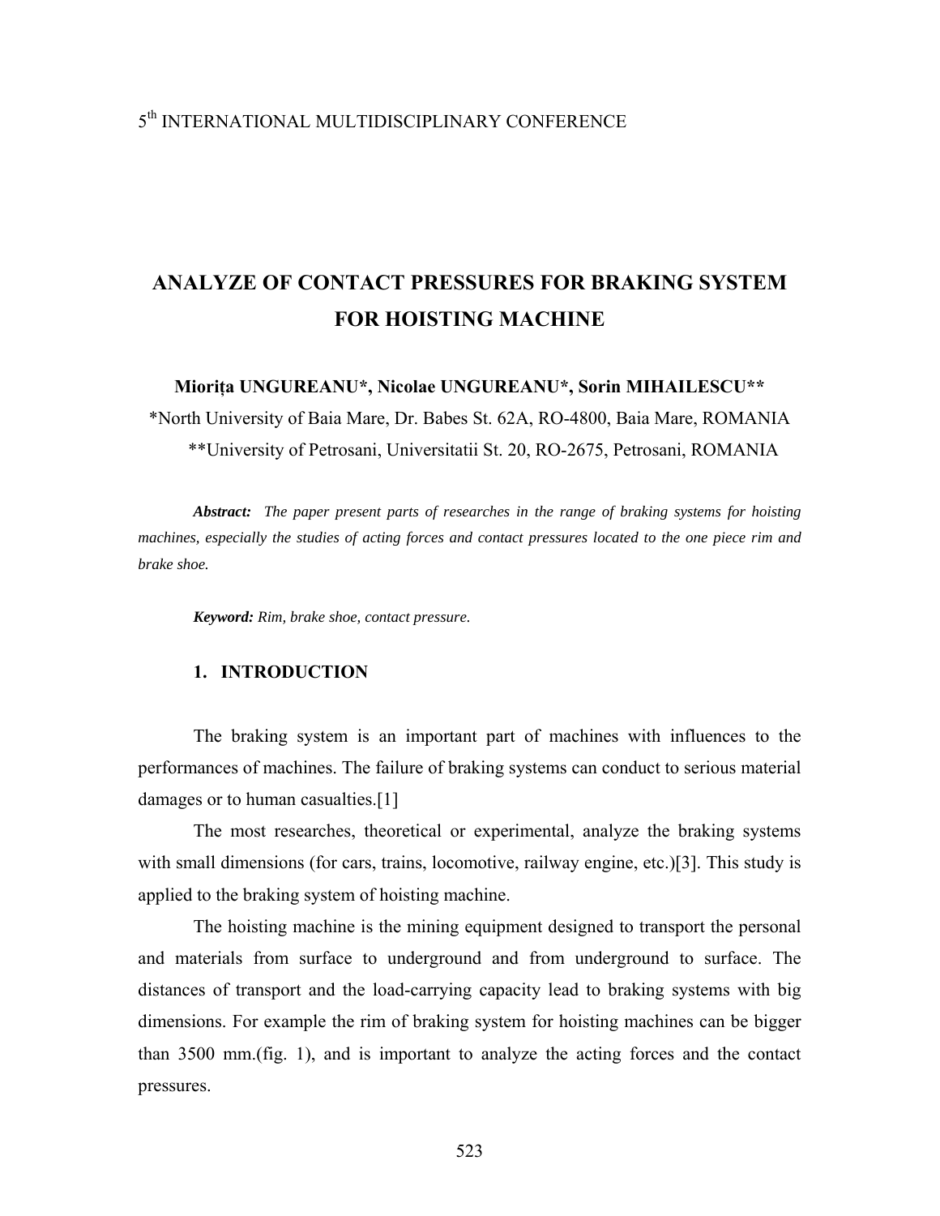5[th] INTERNATIONAL MULTIDISCIPLINARY CONFERENCE

# ANALYZE OF CONTACT PRESSURES FOR BRAKING SYSTEM FOR HOISTING MACHINE

**Miorița UNGUREANU*, Nicolae UNGUREANU*, Sorin MIHAILESCU****

*North University of Baia Mare, Dr. Babes St. 62A, RO-4800, Baia Mare, ROMANIA

**University of Petrosani, Universitatii St. 20, RO-2675, Petrosani, ROMANIA

***Abstract:*** *The paper present parts of researches in the range of braking systems for hoisting machines, especially the studies of acting forces and contact pressures located to the one piece rim and brake shoe.*

***Keyword:*** *Rim, brake shoe, contact pressure.*

## 1. INTRODUCTION

The braking system is an important part of machines with influences to the performances of machines. The failure of braking systems can conduct to serious material damages or to human casualties.[1]

The most researches, theoretical or experimental, analyze the braking systems with small dimensions (for cars, trains, locomotive, railway engine, etc.)[3]. This study is applied to the braking system of hoisting machine.

The hoisting machine is the mining equipment designed to transport the personal and materials from surface to underground and from underground to surface. The distances of transport and the load-carrying capacity lead to braking systems with big dimensions. For example the rim of braking system for hoisting machines can be bigger than 3500 mm.(fig. 1), and is important to analyze the acting forces and the contact pressures.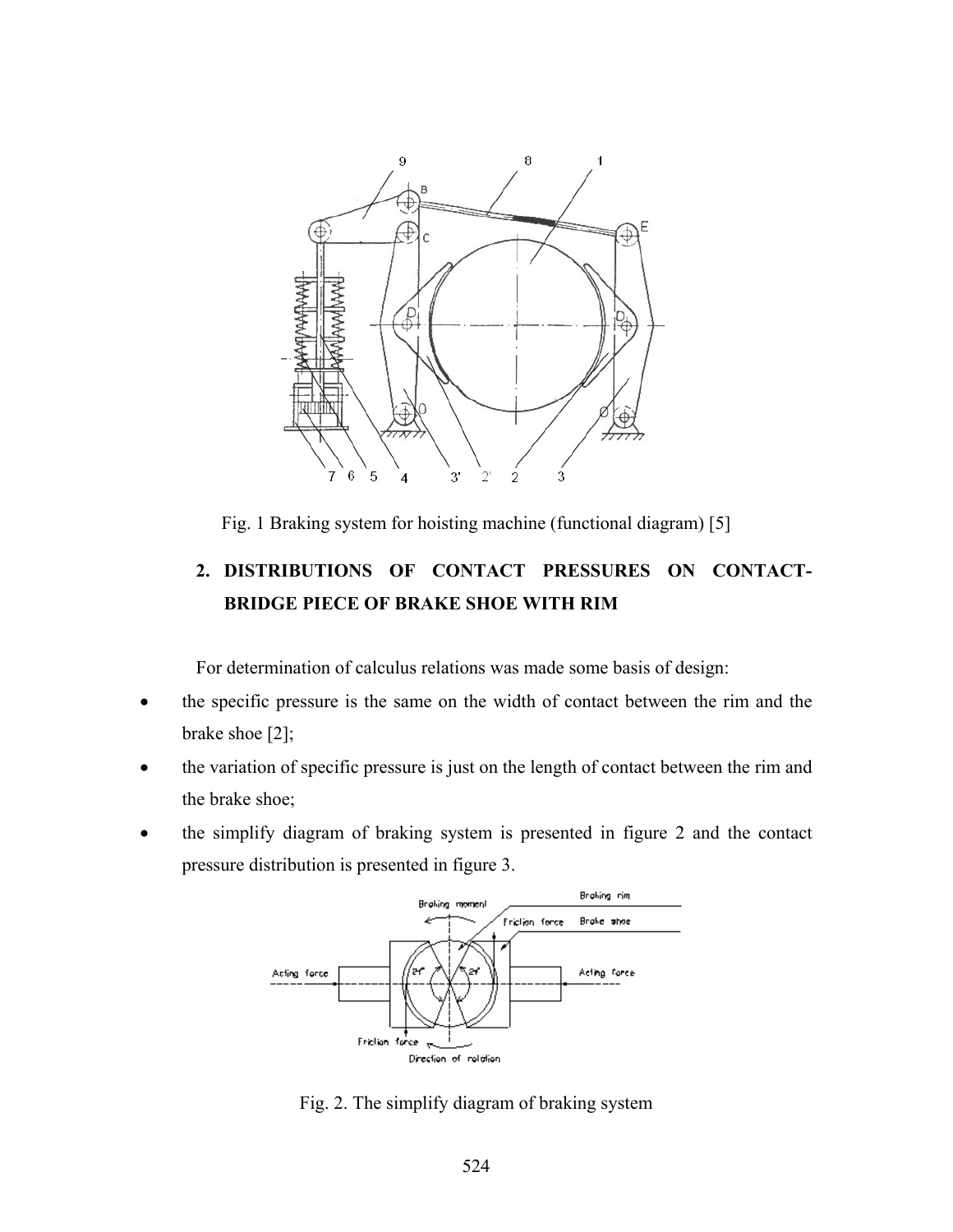Fig. 1 Braking system for hoisting machine (functional diagram) [5]

## 2. DISTRIBUTIONS OF CONTACT PRESSURES ON CONTACT-BRIDGE PIECE OF BRAKE SHOE WITH RIM

For determination of calculus relations was made some basis of design:

- the specific pressure is the same on the width of contact between the rim and the brake shoe [2];
- the variation of specific pressure is just on the length of contact between the rim and the brake shoe;
- the simplify diagram of braking system is presented in figure 2 and the contact pressure distribution is presented in figure 3.

Fig. 2. The simplify diagram of braking system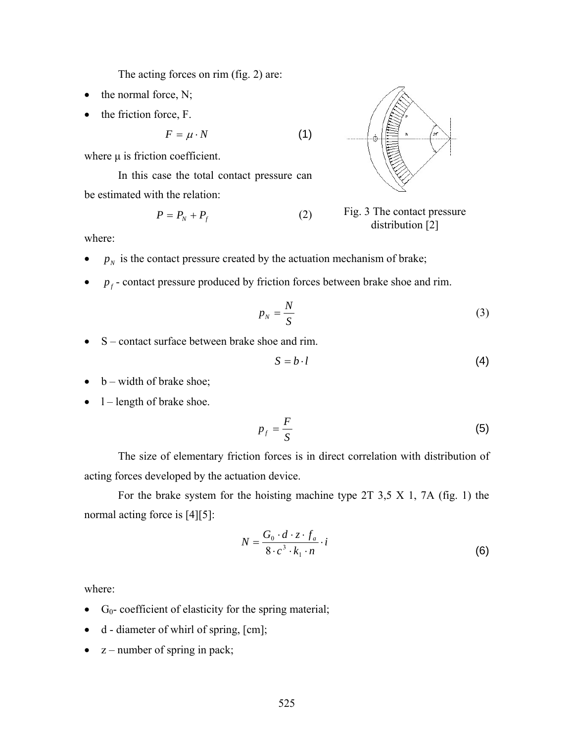The acting forces on rim (fig. 2) are:

- the normal force, N;
- the friction force, F.

$$F = \mu \cdot N \tag{1}$$

where μ is friction coefficient.

In this case the total contact pressure can be estimated with the relation:

$$P = P_N + P_f \tag{2}$$

Fig. 3 The contact pressure distribution [2]

where:

- $p_N$ is the contact pressure created by the actuation mechanism of brake;
- $p_f$ - contact pressure produced by friction forces between brake shoe and rim.

$$p_N = \frac{N}{S} \tag{3}$$

- S – contact surface between brake shoe and rim.

$$S = b \cdot l \tag{4}$$

- b – width of brake shoe;
- l – length of brake shoe.

$$p_f = \frac{F}{S} \tag{5}$$

The size of elementary friction forces is in direct correlation with distribution of acting forces developed by the actuation device.

For the brake system for the hoisting machine type 2T 3,5 X 1, 7A (fig. 1) the normal acting force is [4][5]:

$$N = \frac{G_0 \cdot d \cdot z \cdot f_a}{8 \cdot c^3 \cdot k_1 \cdot n} \cdot i \tag{6}$$

where:

- $G_0$- coefficient of elasticity for the spring material;
- d - diameter of whirl of spring, [cm];
- z – number of spring in pack;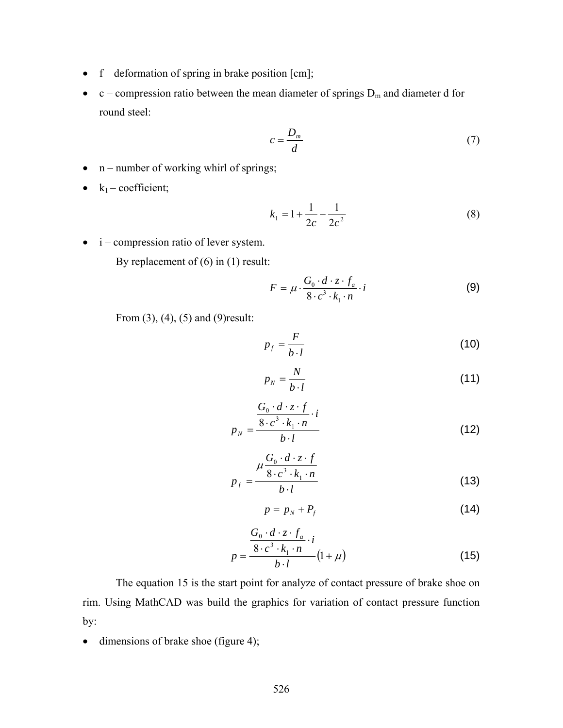- f – deformation of spring in brake position [cm];
- c – compression ratio between the mean diameter of springs $D_m$ and diameter d for round steel:

$$c = \frac{D_m}{d} \tag{7}$$

- n – number of working whirl of springs;
- $k_1$ – coefficient;

$$k_1 = 1 + \frac{1}{2c} - \frac{1}{2c^2} \tag{8}$$

- i – compression ratio of lever system.

  By replacement of (6) in (1) result:

$$F = \mu \cdot \frac{G_0 \cdot d \cdot z \cdot f_a}{8 \cdot c^3 \cdot k_1 \cdot n} \cdot i \tag{9}$$

  From (3), (4), (5) and (9)result:

$$p_f = \frac{F}{b \cdot l} \tag{10}$$

$$p_N = \frac{N}{b \cdot l} \tag{11}$$

$$p_N = \frac{\frac{G_0 \cdot d \cdot z \cdot f}{8 \cdot c^3 \cdot k_1 \cdot n} \cdot i}{b \cdot l} \tag{12}$$

$$p_f = \frac{\mu \frac{G_0 \cdot d \cdot z \cdot f}{8 \cdot c^3 \cdot k_1 \cdot n}}{b \cdot l} \tag{13}$$

$$p = p_N + P_f \tag{14}$$

$$p = \frac{\frac{G_0 \cdot d \cdot z \cdot f_a}{8 \cdot c^3 \cdot k_1 \cdot n} \cdot i}{b \cdot l} (1 + \mu) \tag{15}$$

The equation 15 is the start point for analyze of contact pressure of brake shoe on rim. Using MathCAD was build the graphics for variation of contact pressure function by:

- dimensions of brake shoe (figure 4);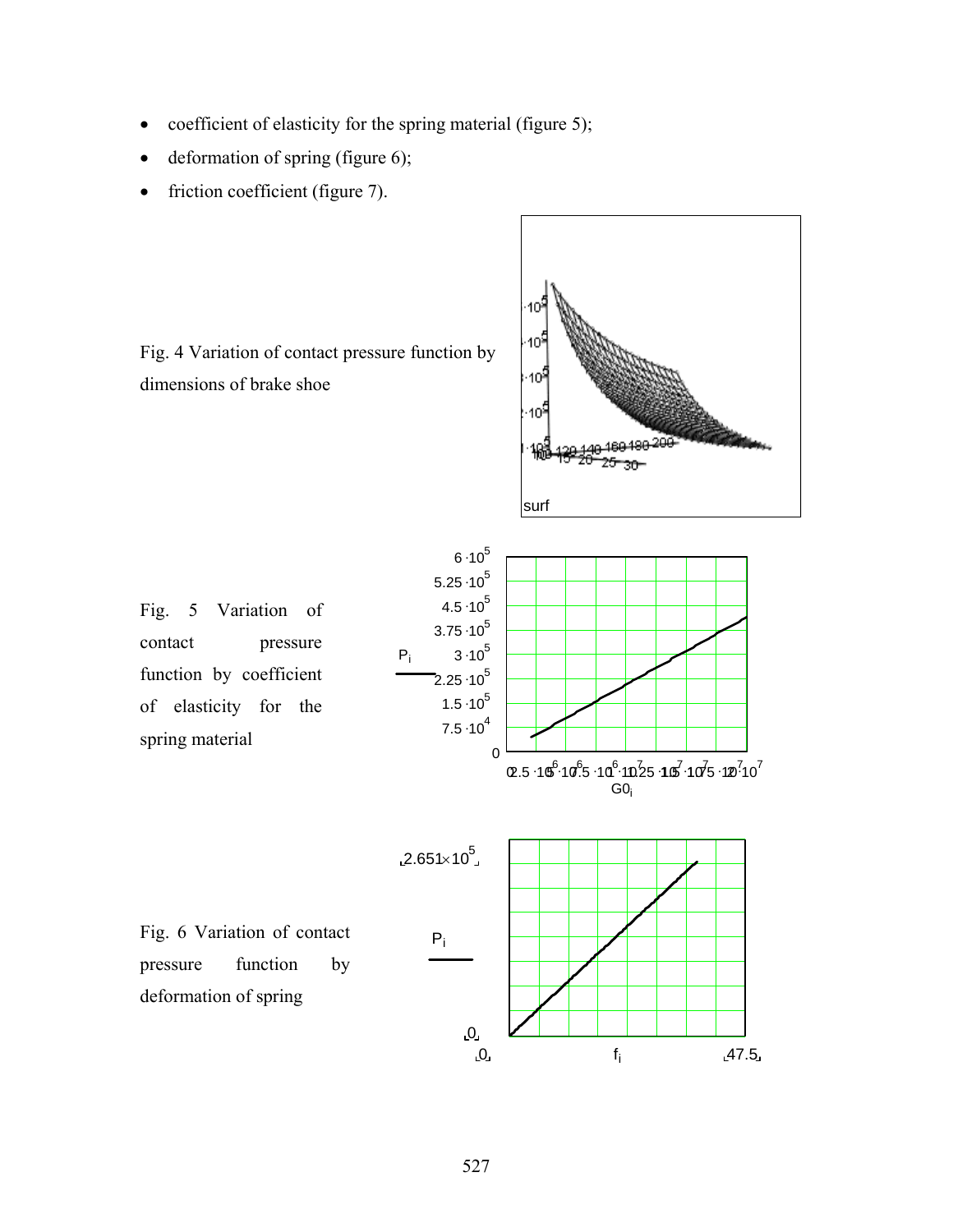- coefficient of elasticity for the spring material (figure 5);
- deformation of spring (figure 6);
- friction coefficient (figure 7).

Fig. 4 Variation of contact pressure function by dimensions of brake shoe

·10^5
·10^5
·10^5
·10^5
·10^5
100 120 140 160 180 200
10 15 20 25 30
surf

Fig. 5 Variation of contact pressure function by coefficient of elasticity for the spring material

6 ·10^5
5.25 ·10^5
4.5 ·10^5
3.75 ·10^5
3 ·10^5
2.25 ·10^5
1.5 ·10^5
7.5 ·10^4
0
$P_i$
0 2.5 ·10^6 5 ·10^6 7.5 ·10^6 1 ·10^7 1.25 ·10^7 1.5 ·10^7 1.75 ·10^7 2 ·10^7
$G0_i$

Fig. 6 Variation of contact pressure function by deformation of spring

2.651×10^5
$P_i$
0
0
$f_i$
47.5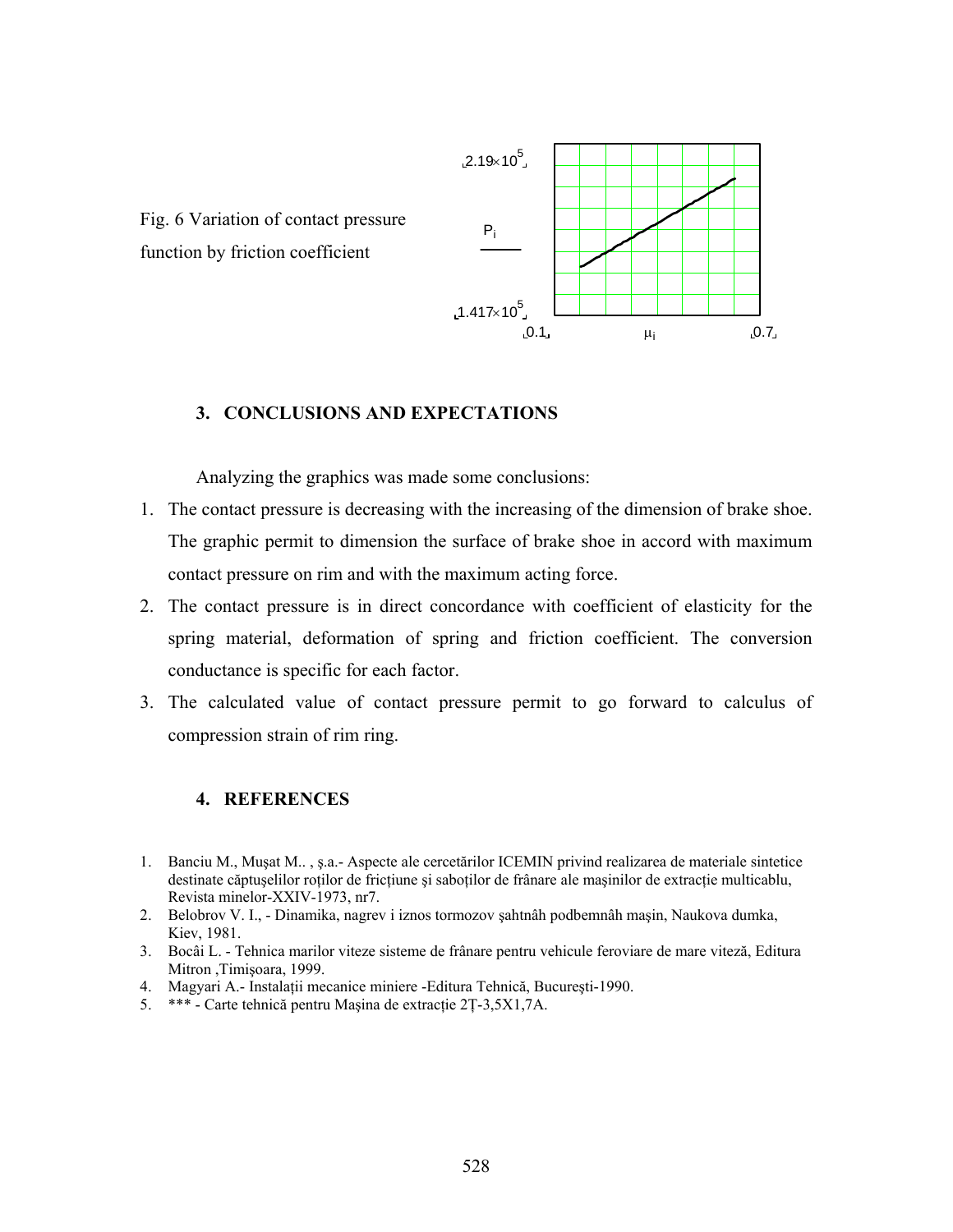$2.19\times10^{5}$

$P_i$

$1.417\times10^{5}$

0.1 $\mu_i$ 0.7

Fig. 6 Variation of contact pressure function by friction coefficient

## 3. CONCLUSIONS AND EXPECTATIONS

Analyzing the graphics was made some conclusions:

1. The contact pressure is decreasing with the increasing of the dimension of brake shoe. The graphic permit to dimension the surface of brake shoe in accord with maximum contact pressure on rim and with the maximum acting force.
2. The contact pressure is in direct concordance with coefficient of elasticity for the spring material, deformation of spring and friction coefficient. The conversion conductance is specific for each factor.
3. The calculated value of contact pressure permit to go forward to calculus of compression strain of rim ring.

## 4. REFERENCES

1. Banciu M., Muşat M.. , ş.a.- Aspecte ale cercetărilor ICEMIN privind realizarea de materiale sintetice destinate căptuşelilor roţilor de fricţiune şi saboţilor de frânare ale maşinilor de extracţie multicablu, Revista minelor-XXIV-1973, nr7.
2. Belobrov V. I., - Dinamika, nagrev i iznos tormozov şahtnâh podbemnâh maşin, Naukova dumka, Kiev, 1981.
3. Bocâi L. - Tehnica marilor viteze sisteme de frânare pentru vehicule feroviare de mare viteză, Editura Mitron ,Timişoara, 1999.
4. Magyari A.- Instalaţii mecanice miniere -Editura Tehnică, Bucureşti-1990.
5. *** - Carte tehnică pentru Maşina de extracţie 2Ţ-3,5X1,7A.